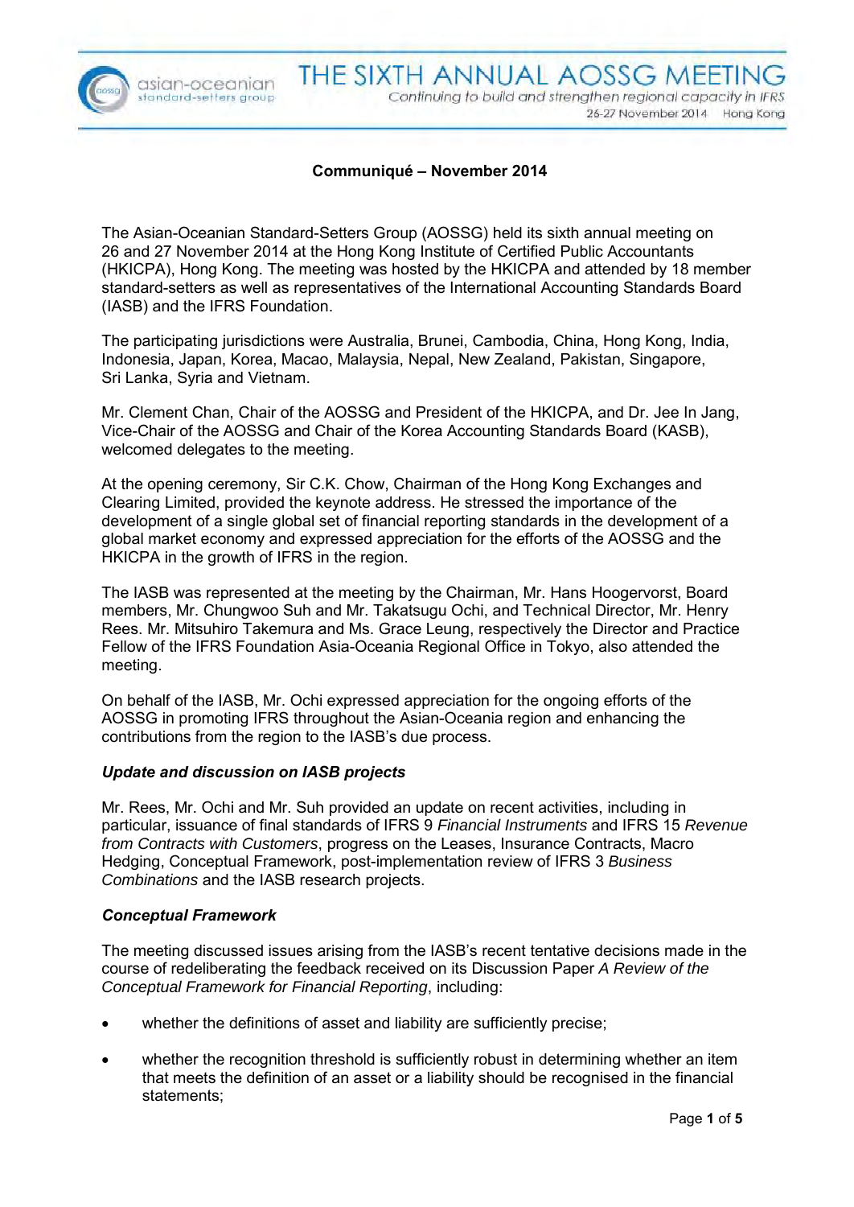# THE SIXTH ANNUAL AOSSG MEETING

*Continuing to build and strengthen regional capacity in IFRS*

26-27 November 2014 Hong Kong

**Communiqué – November 2014**

The Asian-Oceanian Standard-Setters Group (AOSSG) held its sixth annual meeting on 26 and 27 November 2014 at the Hong Kong Institute of Certified Public Accountants (HKICPA), Hong Kong. The meeting was hosted by the HKICPA and attended by 18 member standard-setters as well as representatives of the International Accounting Standards Board (IASB) and the IFRS Foundation.

The participating jurisdictions were Australia, Brunei, Cambodia, China, Hong Kong, India, Indonesia, Japan, Korea, Macao, Malaysia, Nepal, New Zealand, Pakistan, Singapore, Sri Lanka, Syria and Vietnam.

Mr. Clement Chan, Chair of the AOSSG and President of the HKICPA, and Dr. Jee In Jang, Vice-Chair of the AOSSG and Chair of the Korea Accounting Standards Board (KASB), welcomed delegates to the meeting.

At the opening ceremony, Sir C.K. Chow, Chairman of the Hong Kong Exchanges and Clearing Limited, provided the keynote address. He stressed the importance of the development of a single global set of financial reporting standards in the development of a global market economy and expressed appreciation for the efforts of the AOSSG and the HKICPA in the growth of IFRS in the region.

The IASB was represented at the meeting by the Chairman, Mr. Hans Hoogervorst, Board members, Mr. Chungwoo Suh and Mr. Takatsugu Ochi, and Technical Director, Mr. Henry Rees. Mr. Mitsuhiro Takemura and Ms. Grace Leung, respectively the Director and Practice Fellow of the IFRS Foundation Asia-Oceania Regional Office in Tokyo, also attended the meeting.

On behalf of the IASB, Mr. Ochi expressed appreciation for the ongoing efforts of the AOSSG in promoting IFRS throughout the Asian-Oceania region and enhancing the contributions from the region to the IASB's due process.

***Update and discussion on IASB projects***

Mr. Rees, Mr. Ochi and Mr. Suh provided an update on recent activities, including in particular, issuance of final standards of IFRS 9 *Financial Instruments* and IFRS 15 *Revenue from Contracts with Customers*, progress on the Leases, Insurance Contracts, Macro Hedging, Conceptual Framework, post-implementation review of IFRS 3 *Business Combinations* and the IASB research projects.

***Conceptual Framework***

The meeting discussed issues arising from the IASB's recent tentative decisions made in the course of redeliberating the feedback received on its Discussion Paper *A Review of the Conceptual Framework for Financial Reporting*, including:

- whether the definitions of asset and liability are sufficiently precise;
- whether the recognition threshold is sufficiently robust in determining whether an item that meets the definition of an asset or a liability should be recognised in the financial statements;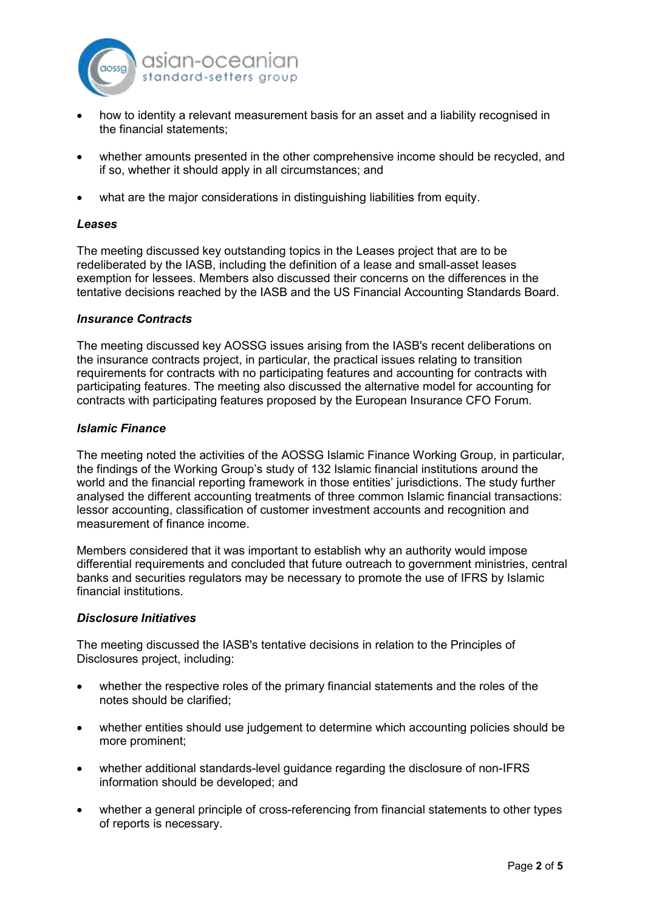- how to identity a relevant measurement basis for an asset and a liability recognised in the financial statements;
- whether amounts presented in the other comprehensive income should be recycled, and if so, whether it should apply in all circumstances; and
- what are the major considerations in distinguishing liabilities from equity.

***Leases***

The meeting discussed key outstanding topics in the Leases project that are to be redeliberated by the IASB, including the definition of a lease and small-asset leases exemption for lessees. Members also discussed their concerns on the differences in the tentative decisions reached by the IASB and the US Financial Accounting Standards Board.

***Insurance Contracts***

The meeting discussed key AOSSG issues arising from the IASB's recent deliberations on the insurance contracts project, in particular, the practical issues relating to transition requirements for contracts with no participating features and accounting for contracts with participating features. The meeting also discussed the alternative model for accounting for contracts with participating features proposed by the European Insurance CFO Forum.

***Islamic Finance***

The meeting noted the activities of the AOSSG Islamic Finance Working Group, in particular, the findings of the Working Group's study of 132 Islamic financial institutions around the world and the financial reporting framework in those entities' jurisdictions. The study further analysed the different accounting treatments of three common Islamic financial transactions: lessor accounting, classification of customer investment accounts and recognition and measurement of finance income.

Members considered that it was important to establish why an authority would impose differential requirements and concluded that future outreach to government ministries, central banks and securities regulators may be necessary to promote the use of IFRS by Islamic financial institutions.

***Disclosure Initiatives***

The meeting discussed the IASB's tentative decisions in relation to the Principles of Disclosures project, including:

- whether the respective roles of the primary financial statements and the roles of the notes should be clarified;
- whether entities should use judgement to determine which accounting policies should be more prominent;
- whether additional standards-level guidance regarding the disclosure of non-IFRS information should be developed; and
- whether a general principle of cross-referencing from financial statements to other types of reports is necessary.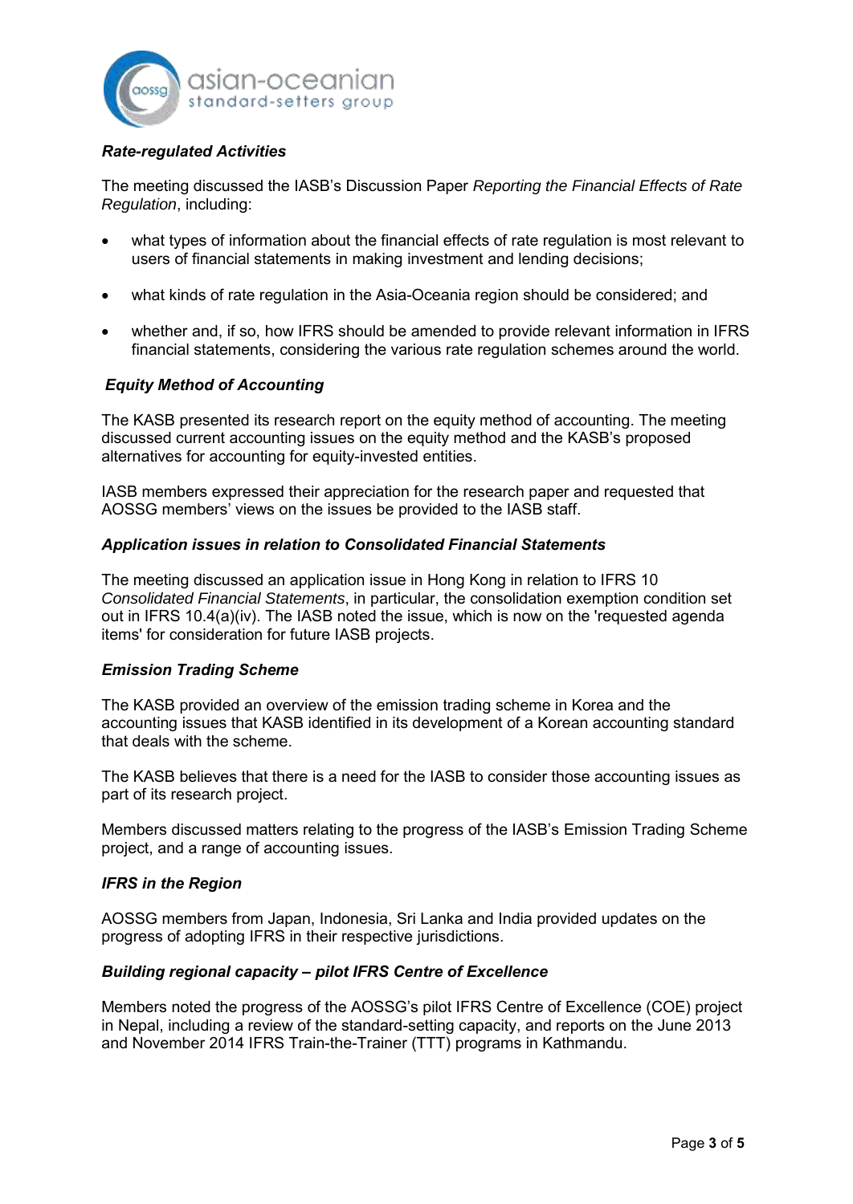***Rate-regulated Activities***

The meeting discussed the IASB's Discussion Paper *Reporting the Financial Effects of Rate Regulation*, including:

- what types of information about the financial effects of rate regulation is most relevant to users of financial statements in making investment and lending decisions;
- what kinds of rate regulation in the Asia-Oceania region should be considered; and
- whether and, if so, how IFRS should be amended to provide relevant information in IFRS financial statements, considering the various rate regulation schemes around the world.

***Equity Method of Accounting***

The KASB presented its research report on the equity method of accounting. The meeting discussed current accounting issues on the equity method and the KASB's proposed alternatives for accounting for equity-invested entities.

IASB members expressed their appreciation for the research paper and requested that AOSSG members' views on the issues be provided to the IASB staff.

***Application issues in relation to Consolidated Financial Statements***

The meeting discussed an application issue in Hong Kong in relation to IFRS 10 *Consolidated Financial Statements*, in particular, the consolidation exemption condition set out in IFRS 10.4(a)(iv). The IASB noted the issue, which is now on the 'requested agenda items' for consideration for future IASB projects.

***Emission Trading Scheme***

The KASB provided an overview of the emission trading scheme in Korea and the accounting issues that KASB identified in its development of a Korean accounting standard that deals with the scheme.

The KASB believes that there is a need for the IASB to consider those accounting issues as part of its research project.

Members discussed matters relating to the progress of the IASB's Emission Trading Scheme project, and a range of accounting issues.

***IFRS in the Region***

AOSSG members from Japan, Indonesia, Sri Lanka and India provided updates on the progress of adopting IFRS in their respective jurisdictions.

***Building regional capacity – pilot IFRS Centre of Excellence***

Members noted the progress of the AOSSG's pilot IFRS Centre of Excellence (COE) project in Nepal, including a review of the standard-setting capacity, and reports on the June 2013 and November 2014 IFRS Train-the-Trainer (TTT) programs in Kathmandu.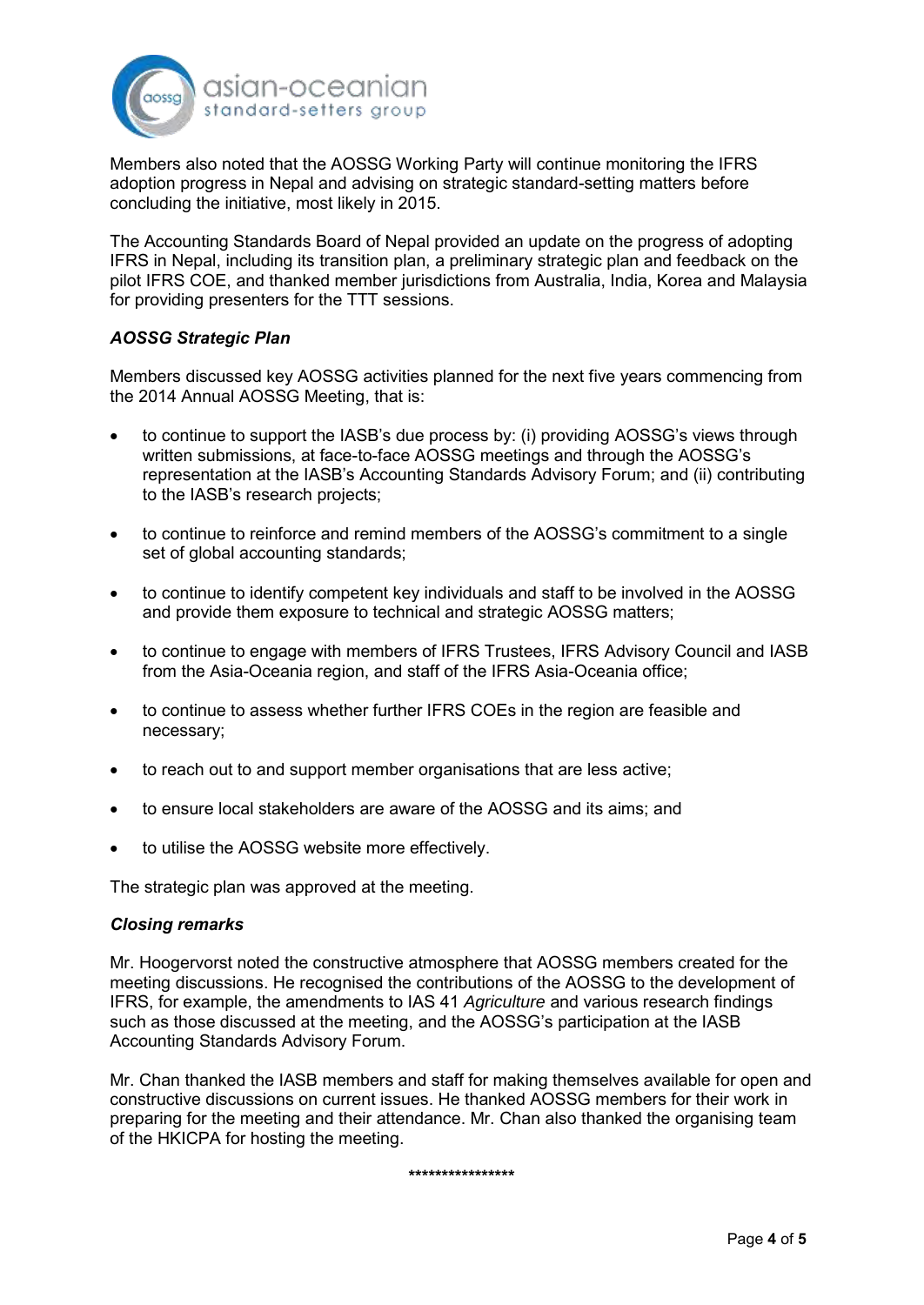Members also noted that the AOSSG Working Party will continue monitoring the IFRS adoption progress in Nepal and advising on strategic standard-setting matters before concluding the initiative, most likely in 2015.

The Accounting Standards Board of Nepal provided an update on the progress of adopting IFRS in Nepal, including its transition plan, a preliminary strategic plan and feedback on the pilot IFRS COE, and thanked member jurisdictions from Australia, India, Korea and Malaysia for providing presenters for the TTT sessions.

### *AOSSG Strategic Plan*

Members discussed key AOSSG activities planned for the next five years commencing from the 2014 Annual AOSSG Meeting, that is:

- to continue to support the IASB's due process by: (i) providing AOSSG's views through written submissions, at face-to-face AOSSG meetings and through the AOSSG's representation at the IASB's Accounting Standards Advisory Forum; and (ii) contributing to the IASB's research projects;
- to continue to reinforce and remind members of the AOSSG's commitment to a single set of global accounting standards;
- to continue to identify competent key individuals and staff to be involved in the AOSSG and provide them exposure to technical and strategic AOSSG matters;
- to continue to engage with members of IFRS Trustees, IFRS Advisory Council and IASB from the Asia-Oceania region, and staff of the IFRS Asia-Oceania office;
- to continue to assess whether further IFRS COEs in the region are feasible and necessary;
- to reach out to and support member organisations that are less active;
- to ensure local stakeholders are aware of the AOSSG and its aims; and
- to utilise the AOSSG website more effectively.

The strategic plan was approved at the meeting.

### *Closing remarks*

Mr. Hoogervorst noted the constructive atmosphere that AOSSG members created for the meeting discussions. He recognised the contributions of the AOSSG to the development of IFRS, for example, the amendments to IAS 41 *Agriculture* and various research findings such as those discussed at the meeting, and the AOSSG's participation at the IASB Accounting Standards Advisory Forum.

Mr. Chan thanked the IASB members and staff for making themselves available for open and constructive discussions on current issues. He thanked AOSSG members for their work in preparing for the meeting and their attendance. Mr. Chan also thanked the organising team of the HKICPA for hosting the meeting.

****************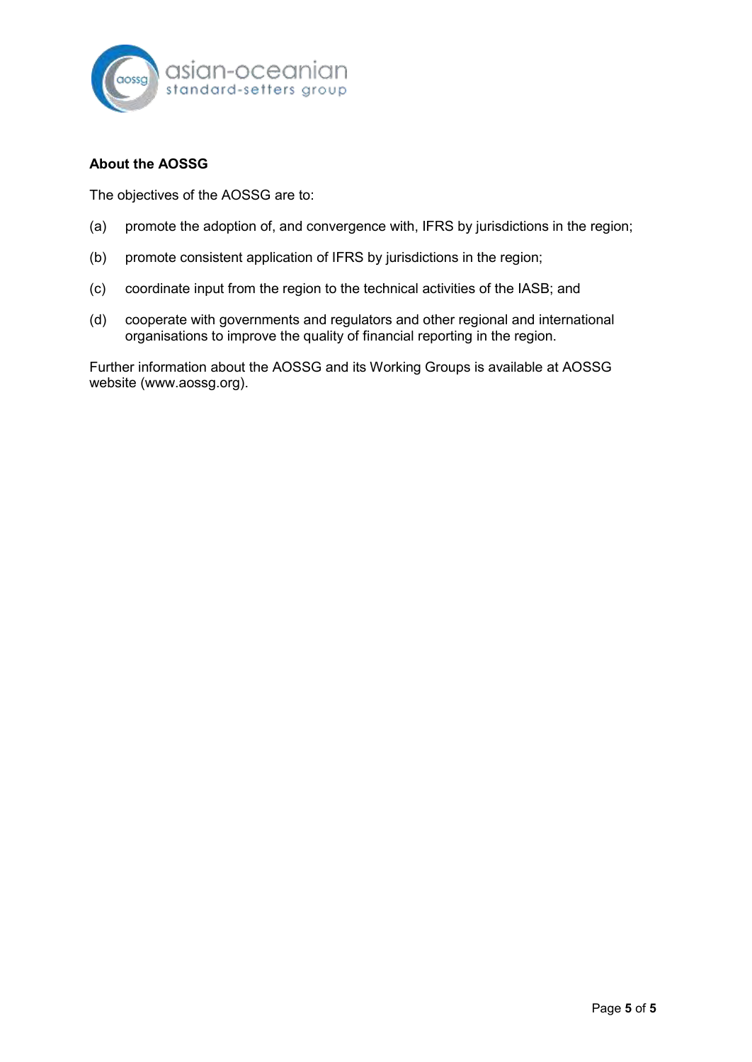**About the AOSSG**

The objectives of the AOSSG are to:

(a) promote the adoption of, and convergence with, IFRS by jurisdictions in the region;

(b) promote consistent application of IFRS by jurisdictions in the region;

(c) coordinate input from the region to the technical activities of the IASB; and

(d) cooperate with governments and regulators and other regional and international organisations to improve the quality of financial reporting in the region.

Further information about the AOSSG and its Working Groups is available at AOSSG website (www.aossg.org).